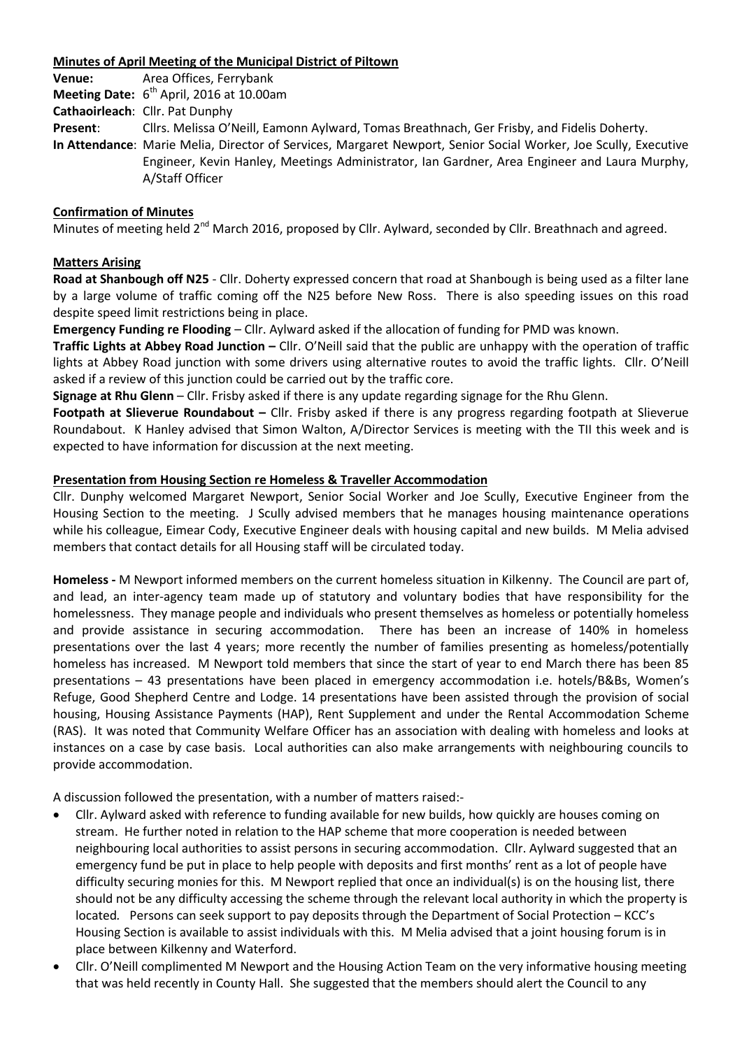**Minutes of April Meeting of the Municipal District of Piltown**

**Venue:** Area Offices, Ferrybank
**Meeting Date:** 6th April, 2016 at 10.00am
**Cathaoirleach**: Cllr. Pat Dunphy
**Present**: Cllrs. Melissa O'Neill, Eamonn Aylward, Tomas Breathnach, Ger Frisby, and Fidelis Doherty.
**In Attendance**: Marie Melia, Director of Services, Margaret Newport, Senior Social Worker, Joe Scully, Executive Engineer, Kevin Hanley, Meetings Administrator, Ian Gardner, Area Engineer and Laura Murphy, A/Staff Officer

**Confirmation of Minutes**

Minutes of meeting held 2nd March 2016, proposed by Cllr. Aylward, seconded by Cllr. Breathnach and agreed.

**Matters Arising**

**Road at Shanbough off N25** - Cllr. Doherty expressed concern that road at Shanbough is being used as a filter lane by a large volume of traffic coming off the N25 before New Ross. There is also speeding issues on this road despite speed limit restrictions being in place.

**Emergency Funding re Flooding** – Cllr. Aylward asked if the allocation of funding for PMD was known.

**Traffic Lights at Abbey Road Junction –** Cllr. O'Neill said that the public are unhappy with the operation of traffic lights at Abbey Road junction with some drivers using alternative routes to avoid the traffic lights. Cllr. O'Neill asked if a review of this junction could be carried out by the traffic core.

**Signage at Rhu Glenn** – Cllr. Frisby asked if there is any update regarding signage for the Rhu Glenn.

**Footpath at Slieverue Roundabout –** Cllr. Frisby asked if there is any progress regarding footpath at Slieverue Roundabout. K Hanley advised that Simon Walton, A/Director Services is meeting with the TII this week and is expected to have information for discussion at the next meeting.

**Presentation from Housing Section re Homeless & Traveller Accommodation**

Cllr. Dunphy welcomed Margaret Newport, Senior Social Worker and Joe Scully, Executive Engineer from the Housing Section to the meeting. J Scully advised members that he manages housing maintenance operations while his colleague, Eimear Cody, Executive Engineer deals with housing capital and new builds. M Melia advised members that contact details for all Housing staff will be circulated today.

**Homeless -** M Newport informed members on the current homeless situation in Kilkenny. The Council are part of, and lead, an inter-agency team made up of statutory and voluntary bodies that have responsibility for the homelessness. They manage people and individuals who present themselves as homeless or potentially homeless and provide assistance in securing accommodation. There has been an increase of 140% in homeless presentations over the last 4 years; more recently the number of families presenting as homeless/potentially homeless has increased. M Newport told members that since the start of year to end March there has been 85 presentations – 43 presentations have been placed in emergency accommodation i.e. hotels/B&Bs, Women's Refuge, Good Shepherd Centre and Lodge. 14 presentations have been assisted through the provision of social housing, Housing Assistance Payments (HAP), Rent Supplement and under the Rental Accommodation Scheme (RAS). It was noted that Community Welfare Officer has an association with dealing with homeless and looks at instances on a case by case basis. Local authorities can also make arrangements with neighbouring councils to provide accommodation.

A discussion followed the presentation, with a number of matters raised:-

- Cllr. Aylward asked with reference to funding available for new builds, how quickly are houses coming on stream. He further noted in relation to the HAP scheme that more cooperation is needed between neighbouring local authorities to assist persons in securing accommodation. Cllr. Aylward suggested that an emergency fund be put in place to help people with deposits and first months' rent as a lot of people have difficulty securing monies for this. M Newport replied that once an individual(s) is on the housing list, there should not be any difficulty accessing the scheme through the relevant local authority in which the property is located. Persons can seek support to pay deposits through the Department of Social Protection – KCC's Housing Section is available to assist individuals with this. M Melia advised that a joint housing forum is in place between Kilkenny and Waterford.
- Cllr. O'Neill complimented M Newport and the Housing Action Team on the very informative housing meeting that was held recently in County Hall. She suggested that the members should alert the Council to any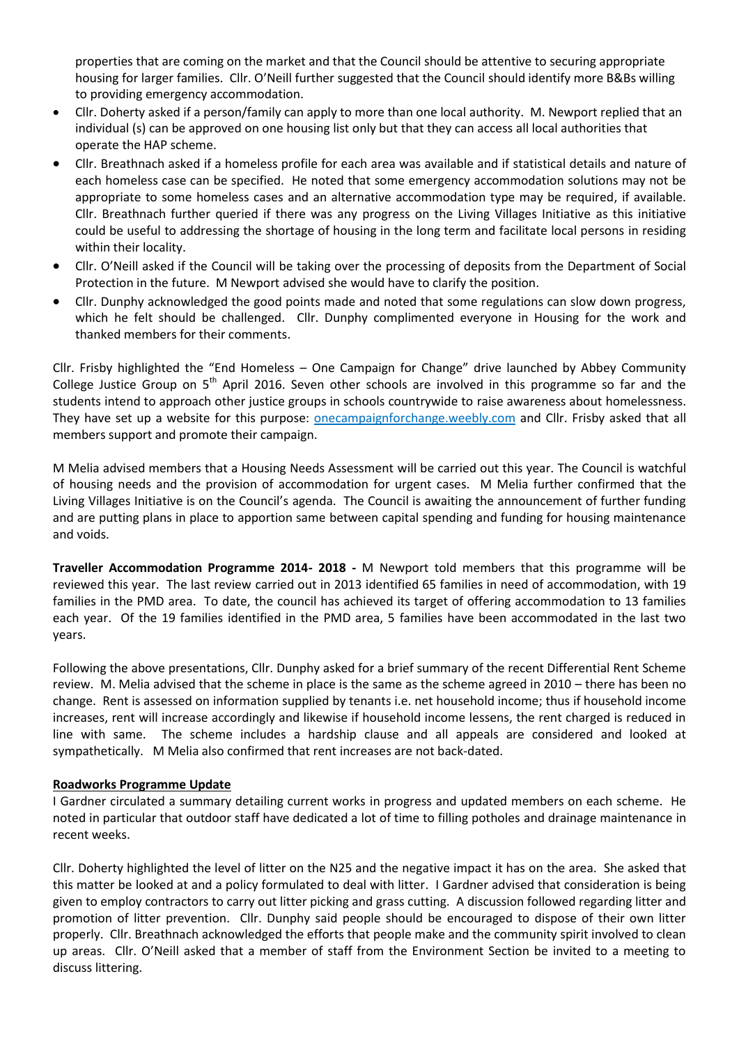properties that are coming on the market and that the Council should be attentive to securing appropriate housing for larger families. Cllr. O'Neill further suggested that the Council should identify more B&Bs willing to providing emergency accommodation.

- Cllr. Doherty asked if a person/family can apply to more than one local authority. M. Newport replied that an individual (s) can be approved on one housing list only but that they can access all local authorities that operate the HAP scheme.
- Cllr. Breathnach asked if a homeless profile for each area was available and if statistical details and nature of each homeless case can be specified. He noted that some emergency accommodation solutions may not be appropriate to some homeless cases and an alternative accommodation type may be required, if available. Cllr. Breathnach further queried if there was any progress on the Living Villages Initiative as this initiative could be useful to addressing the shortage of housing in the long term and facilitate local persons in residing within their locality.
- Cllr. O'Neill asked if the Council will be taking over the processing of deposits from the Department of Social Protection in the future. M Newport advised she would have to clarify the position.
- Cllr. Dunphy acknowledged the good points made and noted that some regulations can slow down progress, which he felt should be challenged. Cllr. Dunphy complimented everyone in Housing for the work and thanked members for their comments.

Cllr. Frisby highlighted the "End Homeless – One Campaign for Change" drive launched by Abbey Community College Justice Group on 5th April 2016. Seven other schools are involved in this programme so far and the students intend to approach other justice groups in schools countrywide to raise awareness about homelessness. They have set up a website for this purpose: onecampaignforchange.weebly.com and Cllr. Frisby asked that all members support and promote their campaign.

M Melia advised members that a Housing Needs Assessment will be carried out this year. The Council is watchful of housing needs and the provision of accommodation for urgent cases. M Melia further confirmed that the Living Villages Initiative is on the Council's agenda. The Council is awaiting the announcement of further funding and are putting plans in place to apportion same between capital spending and funding for housing maintenance and voids.

**Traveller Accommodation Programme 2014- 2018 -** M Newport told members that this programme will be reviewed this year. The last review carried out in 2013 identified 65 families in need of accommodation, with 19 families in the PMD area. To date, the council has achieved its target of offering accommodation to 13 families each year. Of the 19 families identified in the PMD area, 5 families have been accommodated in the last two years.

Following the above presentations, Cllr. Dunphy asked for a brief summary of the recent Differential Rent Scheme review. M. Melia advised that the scheme in place is the same as the scheme agreed in 2010 – there has been no change. Rent is assessed on information supplied by tenants i.e. net household income; thus if household income increases, rent will increase accordingly and likewise if household income lessens, the rent charged is reduced in line with same. The scheme includes a hardship clause and all appeals are considered and looked at sympathetically. M Melia also confirmed that rent increases are not back-dated.

**Roadworks Programme Update**

I Gardner circulated a summary detailing current works in progress and updated members on each scheme. He noted in particular that outdoor staff have dedicated a lot of time to filling potholes and drainage maintenance in recent weeks.

Cllr. Doherty highlighted the level of litter on the N25 and the negative impact it has on the area. She asked that this matter be looked at and a policy formulated to deal with litter. I Gardner advised that consideration is being given to employ contractors to carry out litter picking and grass cutting. A discussion followed regarding litter and promotion of litter prevention. Cllr. Dunphy said people should be encouraged to dispose of their own litter properly. Cllr. Breathnach acknowledged the efforts that people make and the community spirit involved to clean up areas. Cllr. O'Neill asked that a member of staff from the Environment Section be invited to a meeting to discuss littering.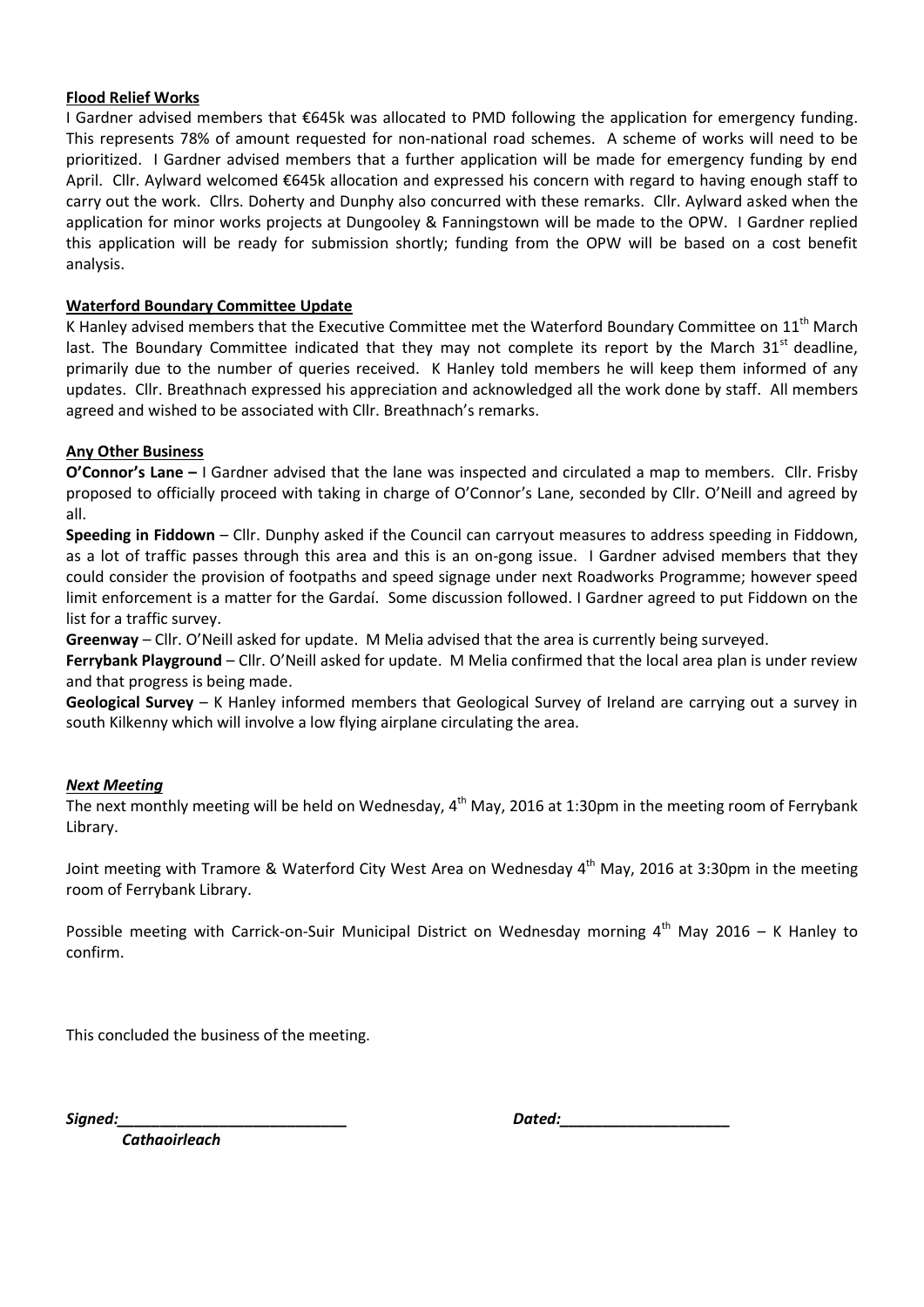**Flood Relief Works**

I Gardner advised members that €645k was allocated to PMD following the application for emergency funding. This represents 78% of amount requested for non-national road schemes. A scheme of works will need to be prioritized. I Gardner advised members that a further application will be made for emergency funding by end April. Cllr. Aylward welcomed €645k allocation and expressed his concern with regard to having enough staff to carry out the work. Cllrs. Doherty and Dunphy also concurred with these remarks. Cllr. Aylward asked when the application for minor works projects at Dungooley & Fanningstown will be made to the OPW. I Gardner replied this application will be ready for submission shortly; funding from the OPW will be based on a cost benefit analysis.

**Waterford Boundary Committee Update**

K Hanley advised members that the Executive Committee met the Waterford Boundary Committee on 11th March last. The Boundary Committee indicated that they may not complete its report by the March 31st deadline, primarily due to the number of queries received. K Hanley told members he will keep them informed of any updates. Cllr. Breathnach expressed his appreciation and acknowledged all the work done by staff. All members agreed and wished to be associated with Cllr. Breathnach's remarks.

**Any Other Business**

**O'Connor's Lane –** I Gardner advised that the lane was inspected and circulated a map to members. Cllr. Frisby proposed to officially proceed with taking in charge of O'Connor's Lane, seconded by Cllr. O'Neill and agreed by all.

**Speeding in Fiddown** – Cllr. Dunphy asked if the Council can carryout measures to address speeding in Fiddown, as a lot of traffic passes through this area and this is an on-gong issue. I Gardner advised members that they could consider the provision of footpaths and speed signage under next Roadworks Programme; however speed limit enforcement is a matter for the Gardaí. Some discussion followed. I Gardner agreed to put Fiddown on the list for a traffic survey.

**Greenway** – Cllr. O'Neill asked for update. M Melia advised that the area is currently being surveyed.

**Ferrybank Playground** – Cllr. O'Neill asked for update. M Melia confirmed that the local area plan is under review and that progress is being made.

**Geological Survey** – K Hanley informed members that Geological Survey of Ireland are carrying out a survey in south Kilkenny which will involve a low flying airplane circulating the area.

***Next Meeting***

The next monthly meeting will be held on Wednesday, 4th May, 2016 at 1:30pm in the meeting room of Ferrybank Library.

Joint meeting with Tramore & Waterford City West Area on Wednesday 4th May, 2016 at 3:30pm in the meeting room of Ferrybank Library.

Possible meeting with Carrick-on-Suir Municipal District on Wednesday morning 4th May 2016 – K Hanley to confirm.

This concluded the business of the meeting.

***Signed:___________________________*** ***Dated:____________________***

***Cathaoirleach***